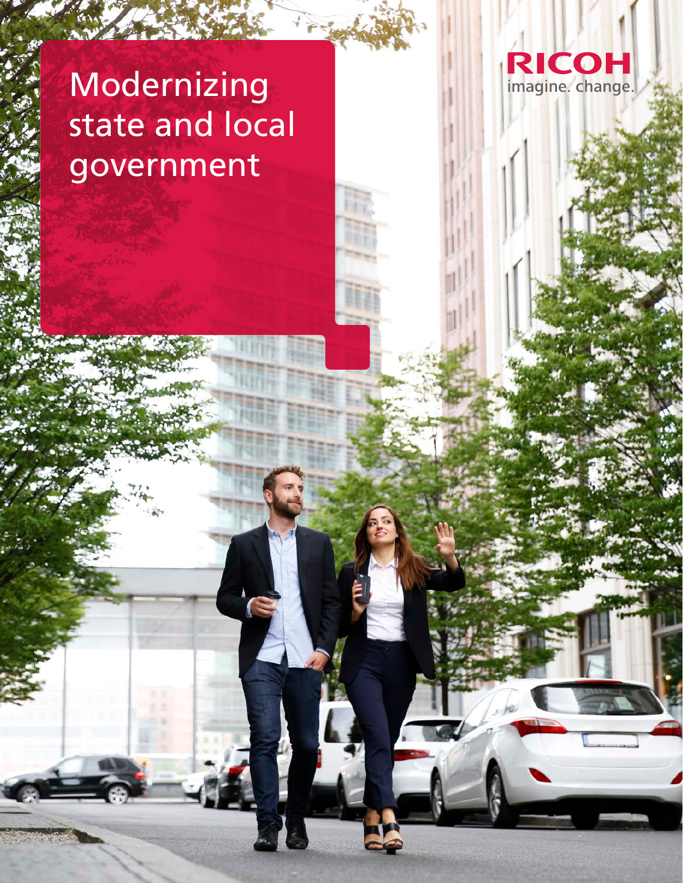# Modernizing state and local government

RICOH
imagine. change.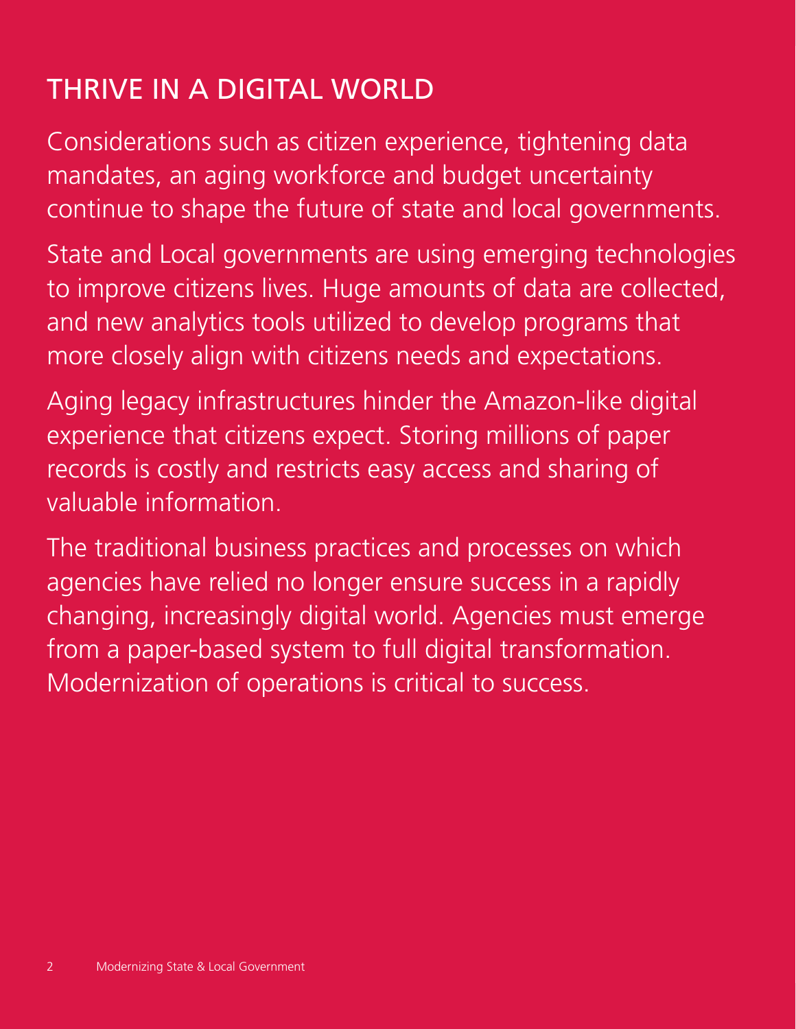# THRIVE IN A DIGITAL WORLD

Considerations such as citizen experience, tightening data mandates, an aging workforce and budget uncertainty continue to shape the future of state and local governments.

State and Local governments are using emerging technologies to improve citizens lives. Huge amounts of data are collected, and new analytics tools utilized to develop programs that more closely align with citizens needs and expectations.

Aging legacy infrastructures hinder the Amazon-like digital experience that citizens expect. Storing millions of paper records is costly and restricts easy access and sharing of valuable information.

The traditional business practices and processes on which agencies have relied no longer ensure success in a rapidly changing, increasingly digital world. Agencies must emerge from a paper-based system to full digital transformation. Modernization of operations is critical to success.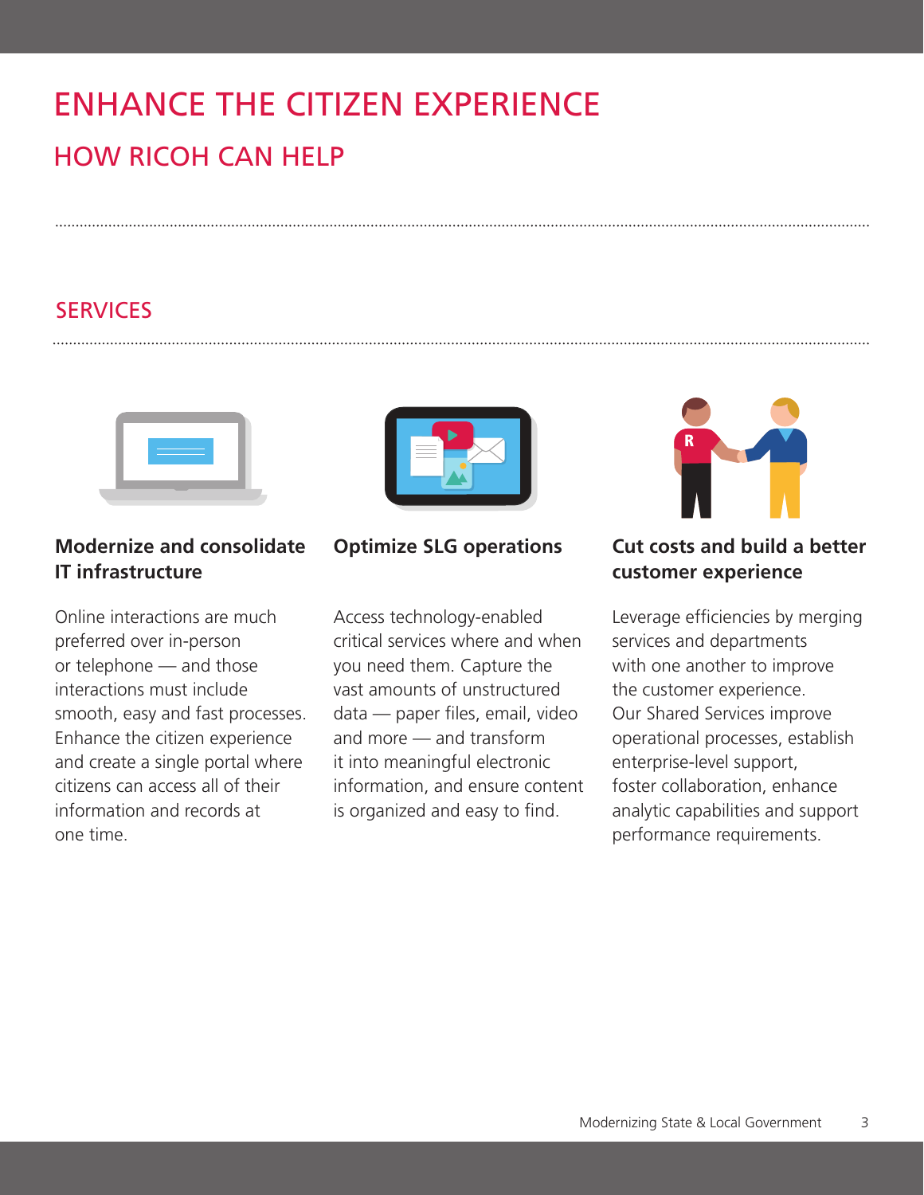# ENHANCE THE CITIZEN EXPERIENCE

## HOW RICOH CAN HELP

## SERVICES

### Modernize and consolidate IT infrastructure

Online interactions are much preferred over in-person or telephone — and those interactions must include smooth, easy and fast processes. Enhance the citizen experience and create a single portal where citizens can access all of their information and records at one time.

### Optimize SLG operations

Access technology-enabled critical services where and when you need them. Capture the vast amounts of unstructured data — paper files, email, video and more — and transform it into meaningful electronic information, and ensure content is organized and easy to find.

### Cut costs and build a better customer experience

Leverage efficiencies by merging services and departments with one another to improve the customer experience. Our Shared Services improve operational processes, establish enterprise-level support, foster collaboration, enhance analytic capabilities and support performance requirements.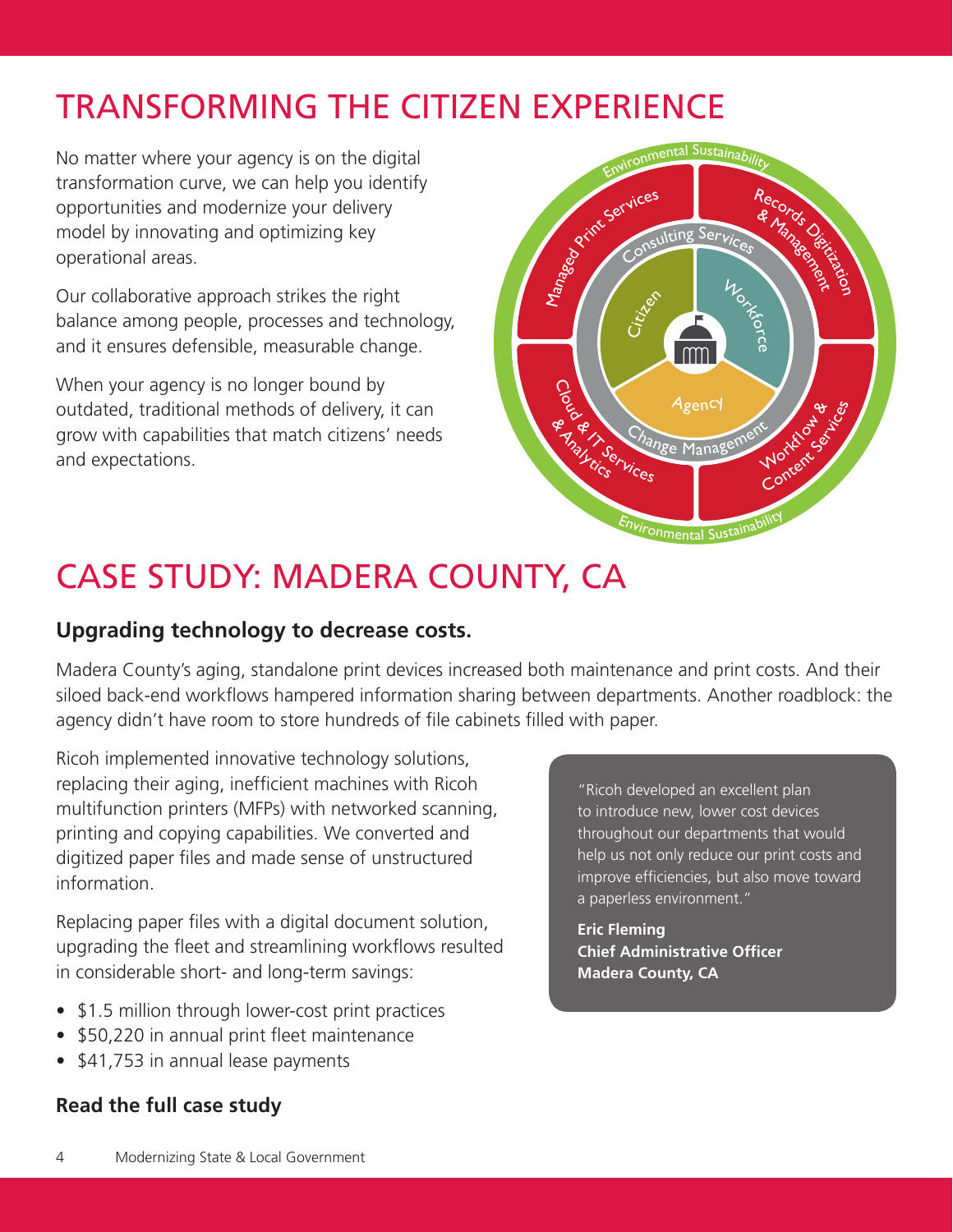# TRANSFORMING THE CITIZEN EXPERIENCE

No matter where your agency is on the digital transformation curve, we can help you identify opportunities and modernize your delivery model by innovating and optimizing key operational areas.

Our collaborative approach strikes the right balance among people, processes and technology, and it ensures defensible, measurable change.

When your agency is no longer bound by outdated, traditional methods of delivery, it can grow with capabilities that match citizens' needs and expectations.

# CASE STUDY: MADERA COUNTY, CA

### Upgrading technology to decrease costs.

Madera County's aging, standalone print devices increased both maintenance and print costs. And their siloed back-end workflows hampered information sharing between departments. Another roadblock: the agency didn't have room to store hundreds of file cabinets filled with paper.

Ricoh implemented innovative technology solutions, replacing their aging, inefficient machines with Ricoh multifunction printers (MFPs) with networked scanning, printing and copying capabilities. We converted and digitized paper files and made sense of unstructured information.

Replacing paper files with a digital document solution, upgrading the fleet and streamlining workflows resulted in considerable short- and long-term savings:

- $1.5 million through lower-cost print practices
- $50,220 in annual print fleet maintenance
- $41,753 in annual lease payments

> "Ricoh developed an excellent plan to introduce new, lower cost devices throughout our departments that would help us not only reduce our print costs and improve efficiencies, but also move toward a paperless environment."
>
> **Eric Fleming**
> **Chief Administrative Officer**
> **Madera County, CA**

**Read the full case study**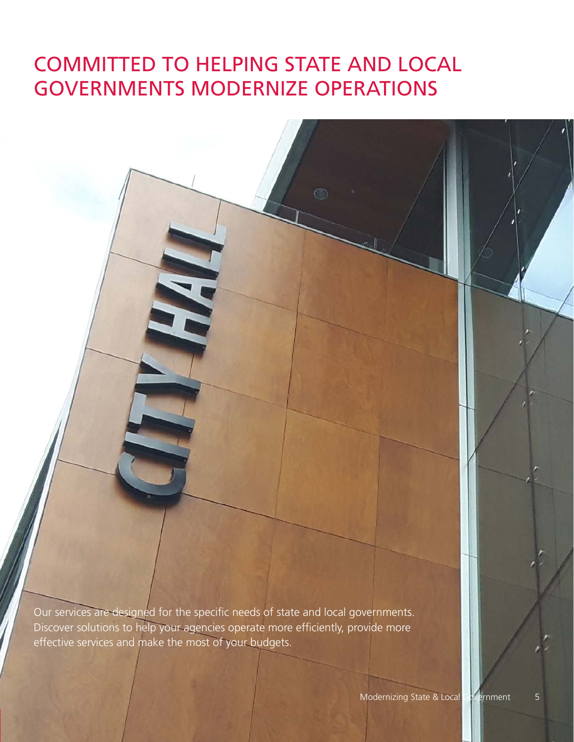# COMMITTED TO HELPING STATE AND LOCAL GOVERNMENTS MODERNIZE OPERATIONS

Our services are designed for the specific needs of state and local governments. Discover solutions to help your agencies operate more efficiently, provide more effective services and make the most of your budgets.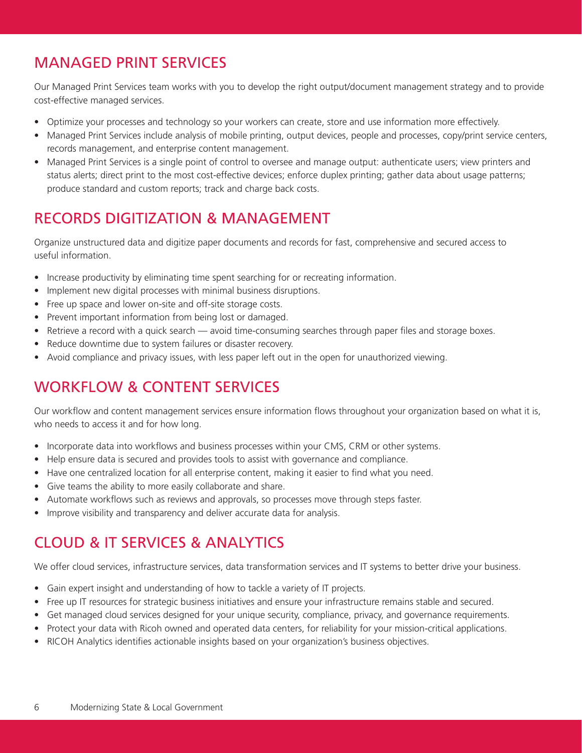## MANAGED PRINT SERVICES

Our Managed Print Services team works with you to develop the right output/document management strategy and to provide cost-effective managed services.

- Optimize your processes and technology so your workers can create, store and use information more effectively.
- Managed Print Services include analysis of mobile printing, output devices, people and processes, copy/print service centers, records management, and enterprise content management.
- Managed Print Services is a single point of control to oversee and manage output: authenticate users; view printers and status alerts; direct print to the most cost-effective devices; enforce duplex printing; gather data about usage patterns; produce standard and custom reports; track and charge back costs.

## RECORDS DIGITIZATION & MANAGEMENT

Organize unstructured data and digitize paper documents and records for fast, comprehensive and secured access to useful information.

- Increase productivity by eliminating time spent searching for or recreating information.
- Implement new digital processes with minimal business disruptions.
- Free up space and lower on-site and off-site storage costs.
- Prevent important information from being lost or damaged.
- Retrieve a record with a quick search — avoid time-consuming searches through paper files and storage boxes.
- Reduce downtime due to system failures or disaster recovery.
- Avoid compliance and privacy issues, with less paper left out in the open for unauthorized viewing.

## WORKFLOW & CONTENT SERVICES

Our workflow and content management services ensure information flows throughout your organization based on what it is, who needs to access it and for how long.

- Incorporate data into workflows and business processes within your CMS, CRM or other systems.
- Help ensure data is secured and provides tools to assist with governance and compliance.
- Have one centralized location for all enterprise content, making it easier to find what you need.
- Give teams the ability to more easily collaborate and share.
- Automate workflows such as reviews and approvals, so processes move through steps faster.
- Improve visibility and transparency and deliver accurate data for analysis.

## CLOUD & IT SERVICES & ANALYTICS

We offer cloud services, infrastructure services, data transformation services and IT systems to better drive your business.

- Gain expert insight and understanding of how to tackle a variety of IT projects.
- Free up IT resources for strategic business initiatives and ensure your infrastructure remains stable and secured.
- Get managed cloud services designed for your unique security, compliance, privacy, and governance requirements.
- Protect your data with Ricoh owned and operated data centers, for reliability for your mission-critical applications.
- RICOH Analytics identifies actionable insights based on your organization's business objectives.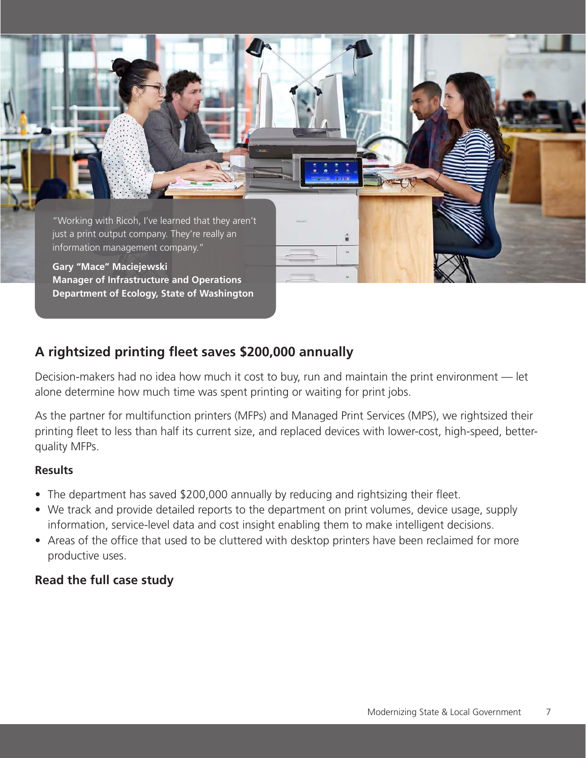> "Working with Ricoh, I've learned that they aren't just a print output company. They're really an information management company."
>
> **Gary "Mace" Maciejewski**
> **Manager of Infrastructure and Operations**
> **Department of Ecology, State of Washington**

## A rightsized printing fleet saves $200,000 annually

Decision-makers had no idea how much it cost to buy, run and maintain the print environment — let alone determine how much time was spent printing or waiting for print jobs.

As the partner for multifunction printers (MFPs) and Managed Print Services (MPS), we rightsized their printing fleet to less than half its current size, and replaced devices with lower-cost, high-speed, better-quality MFPs.

### Results

- The department has saved $200,000 annually by reducing and rightsizing their fleet.
- We track and provide detailed reports to the department on print volumes, device usage, supply information, service-level data and cost insight enabling them to make intelligent decisions.
- Areas of the office that used to be cluttered with desktop printers have been reclaimed for more productive uses.

**Read the full case study**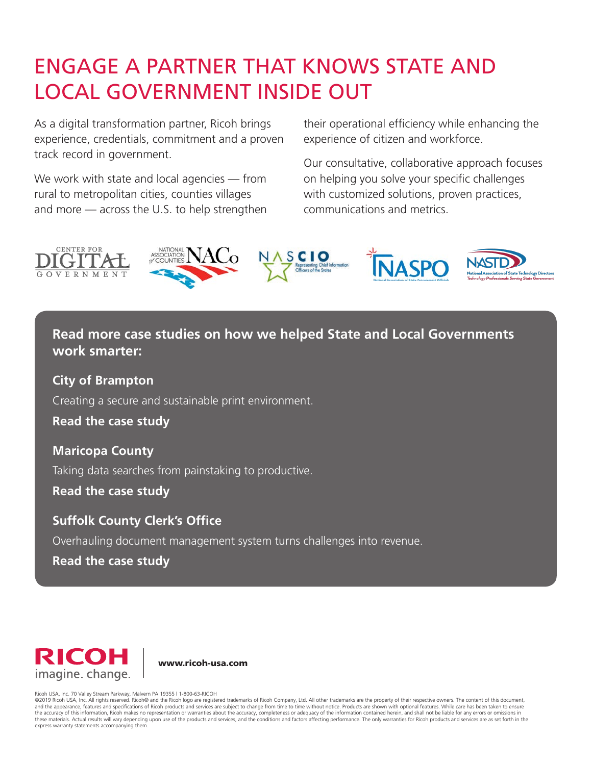# ENGAGE A PARTNER THAT KNOWS STATE AND LOCAL GOVERNMENT INSIDE OUT

As a digital transformation partner, Ricoh brings experience, credentials, commitment and a proven track record in government.

We work with state and local agencies — from rural to metropolitan cities, counties villages and more — across the U.S. to help strengthen their operational efficiency while enhancing the experience of citizen and workforce.

Our consultative, collaborative approach focuses on helping you solve your specific challenges with customized solutions, proven practices, communications and metrics.

CENTER FOR DIGITAL GOVERNMENT

NATIONAL ASSOCIATION of COUNTIES NACo

NASCIO Representing Chief Information Officers of the States

NASPO National Association of State Procurement Officials

NASTD National Association of State Technology Directors Technology Professionals Serving State Government

**Read more case studies on how we helped State and Local Governments work smarter:**

**City of Brampton**

Creating a secure and sustainable print environment.

**Read the case study**

**Maricopa County**

Taking data searches from painstaking to productive.

**Read the case study**

**Suffolk County Clerk's Office**

Overhauling document management system turns challenges into revenue.

**Read the case study**

RICOH imagine. change.

**www.ricoh-usa.com**

Ricoh USA, Inc. 70 Valley Stream Parkway, Malvern PA 19355 | 1-800-63-RICOH
©2019 Ricoh USA, Inc. All rights reserved. Ricoh® and the Ricoh logo are registered trademarks of Ricoh Company, Ltd. All other trademarks are the property of their respective owners. The content of this document, and the appearance, features and specifications of Ricoh products and services are subject to change from time to time without notice. Products are shown with optional features. While care has been taken to ensure the accuracy of this information, Ricoh makes no representation or warranties about the accuracy, completeness or adequacy of the information contained herein, and shall not be liable for any errors or omissions in these materials. Actual results will vary depending upon use of the products and services, and the conditions and factors affecting performance. The only warranties for Ricoh products and services are as set forth in the express warranty statements accompanying them.